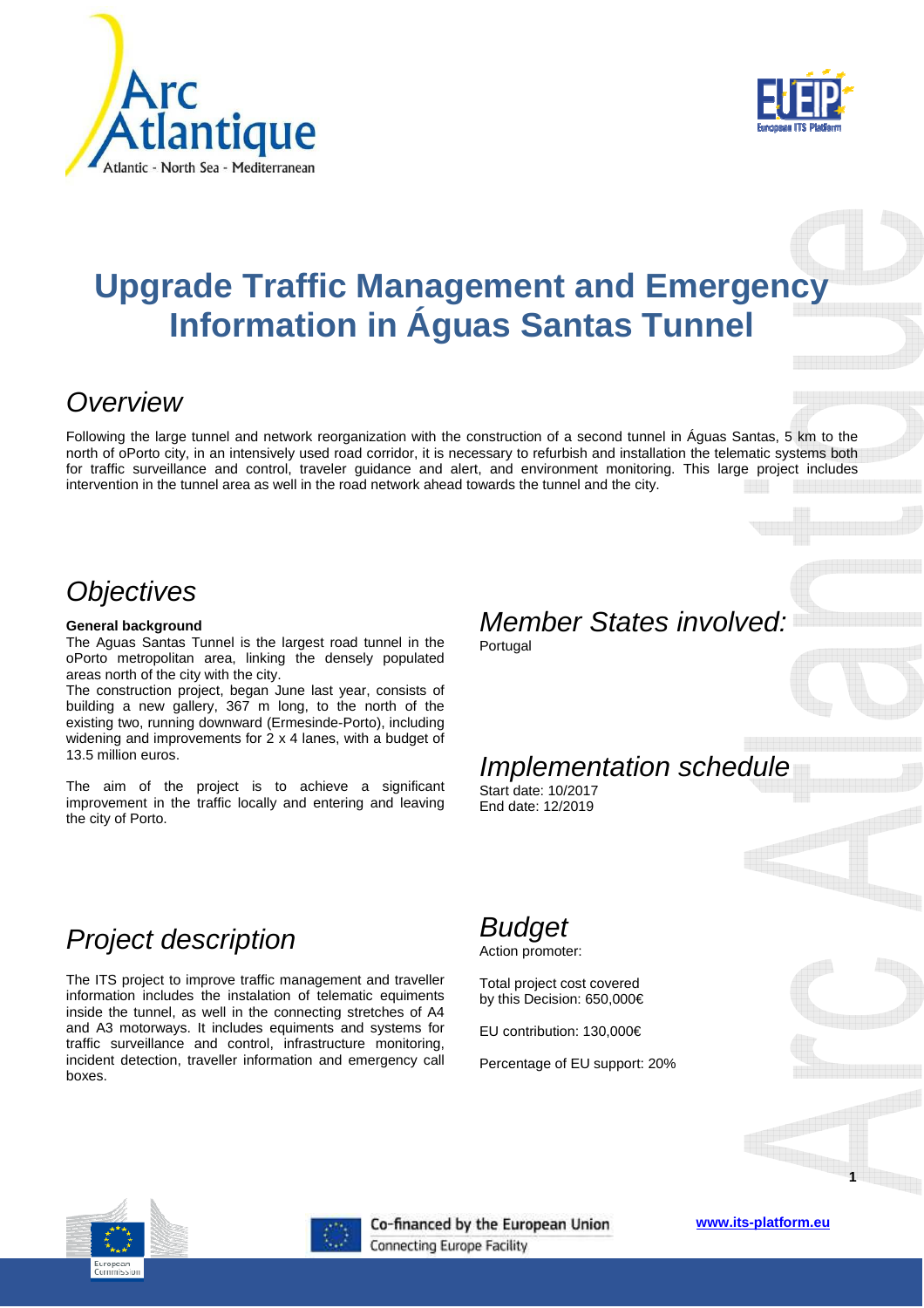# Upgrade Traffic Management and Emergency Information in Águas Santas Tunnel

## *Overview*

Following the large tunnel and network reorganization with the construction of a second tunnel in Águas Santas, 5 km to the north of oPorto city, in an intensively used road corridor, it is necessary to refurbish and installation the telematic systems both for traffic surveillance and control, traveler guidance and alert, and environment monitoring. This large project includes intervention in the tunnel area as well in the road network ahead towards the tunnel and the city.

## *Objectives*

**General background**

The Aguas Santas Tunnel is the largest road tunnel in the oPorto metropolitan area, linking the densely populated areas north of the city with the city.

The construction project, began June last year, consists of building a new gallery, 367 m long, to the north of the existing two, running downward (Ermesinde-Porto), including widening and improvements for 2 x 4 lanes, with a budget of 13.5 million euros.

The aim of the project is to achieve a significant improvement in the traffic locally and entering and leaving the city of Porto.

## *Member States involved:*

Portugal

## *Implementation schedule*

Start date: 10/2017
End date: 12/2019

## *Project description*

The ITS project to improve traffic management and traveller information includes the instalation of telematic equipments inside the tunnel, as well in the connecting stretches of A4 and A3 motorways. It includes equiments and systems for traffic surveillance and control, infrastructure monitoring, incident detection, traveller information and emergency call boxes.

## *Budget*

Action promoter:

Total project cost covered by this Decision: 650,000€

EU contribution: 130,000€

Percentage of EU support: 20%

Co-financed by the European Union
Connecting Europe Facility

www.its-platform.eu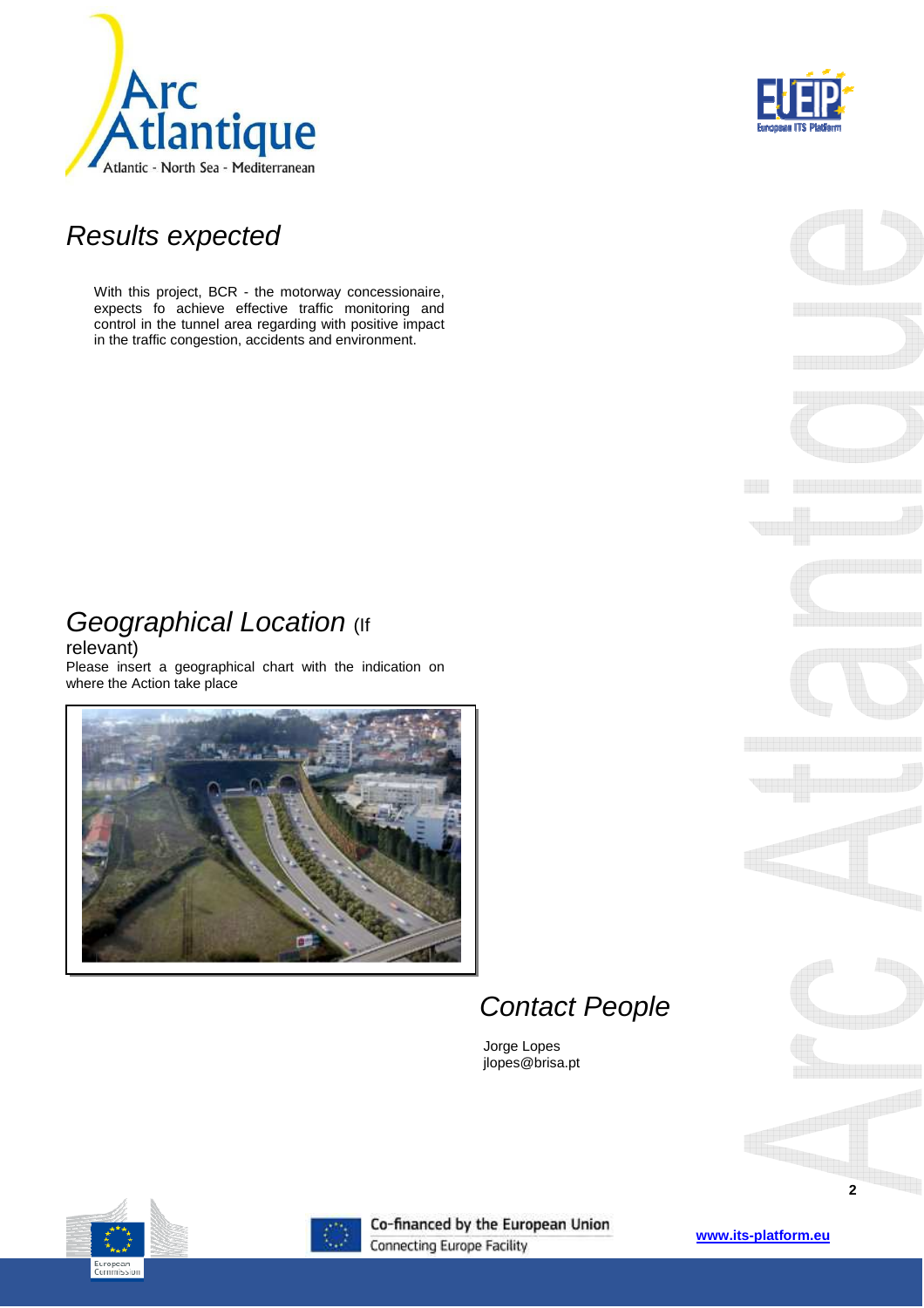## *Results expected*

With this project, BCR - the motorway concessionaire, expects fo achieve effective traffic monitoring and control in the tunnel area regarding with positive impact in the traffic congestion, accidents and environment.

## *Geographical Location* (If relevant)

Please insert a geographical chart with the indication on where the Action take place

## *Contact People*

Jorge Lopes
jlopes@brisa.pt

Co-financed by the European Union
Connecting Europe Facility

www.its-platform.eu